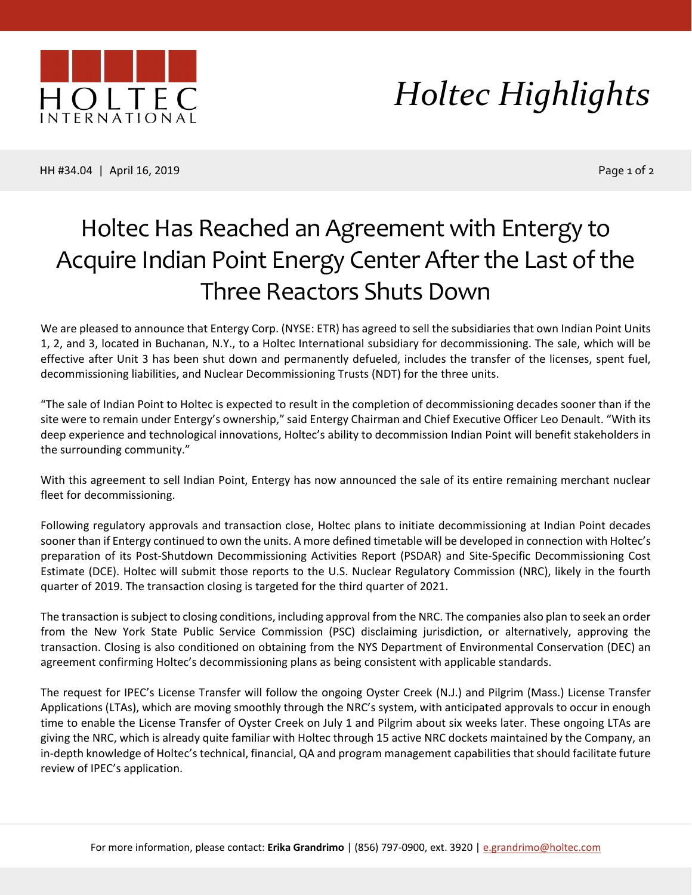# Holtec Highlights

HH #34.04 | April 16, 2019

## Holtec Has Reached an Agreement with Entergy to Acquire Indian Point Energy Center After the Last of the Three Reactors Shuts Down

We are pleased to announce that Entergy Corp. (NYSE: ETR) has agreed to sell the subsidiaries that own Indian Point Units 1, 2, and 3, located in Buchanan, N.Y., to a Holtec International subsidiary for decommissioning. The sale, which will be effective after Unit 3 has been shut down and permanently defueled, includes the transfer of the licenses, spent fuel, decommissioning liabilities, and Nuclear Decommissioning Trusts (NDT) for the three units.

"The sale of Indian Point to Holtec is expected to result in the completion of decommissioning decades sooner than if the site were to remain under Entergy's ownership," said Entergy Chairman and Chief Executive Officer Leo Denault. "With its deep experience and technological innovations, Holtec's ability to decommission Indian Point will benefit stakeholders in the surrounding community."

With this agreement to sell Indian Point, Entergy has now announced the sale of its entire remaining merchant nuclear fleet for decommissioning.

Following regulatory approvals and transaction close, Holtec plans to initiate decommissioning at Indian Point decades sooner than if Entergy continued to own the units. A more defined timetable will be developed in connection with Holtec's preparation of its Post-Shutdown Decommissioning Activities Report (PSDAR) and Site-Specific Decommissioning Cost Estimate (DCE). Holtec will submit those reports to the U.S. Nuclear Regulatory Commission (NRC), likely in the fourth quarter of 2019. The transaction closing is targeted for the third quarter of 2021.

The transaction is subject to closing conditions, including approval from the NRC. The companies also plan to seek an order from the New York State Public Service Commission (PSC) disclaiming jurisdiction, or alternatively, approving the transaction. Closing is also conditioned on obtaining from the NYS Department of Environmental Conservation (DEC) an agreement confirming Holtec's decommissioning plans as being consistent with applicable standards.

The request for IPEC's License Transfer will follow the ongoing Oyster Creek (N.J.) and Pilgrim (Mass.) License Transfer Applications (LTAs), which are moving smoothly through the NRC's system, with anticipated approvals to occur in enough time to enable the License Transfer of Oyster Creek on July 1 and Pilgrim about six weeks later. These ongoing LTAs are giving the NRC, which is already quite familiar with Holtec through 15 active NRC dockets maintained by the Company, an in-depth knowledge of Holtec's technical, financial, QA and program management capabilities that should facilitate future review of IPEC's application.

For more information, please contact: **Erika Grandrimo** | (856) 797-0900, ext. 3920 | e.grandrimo@holtec.com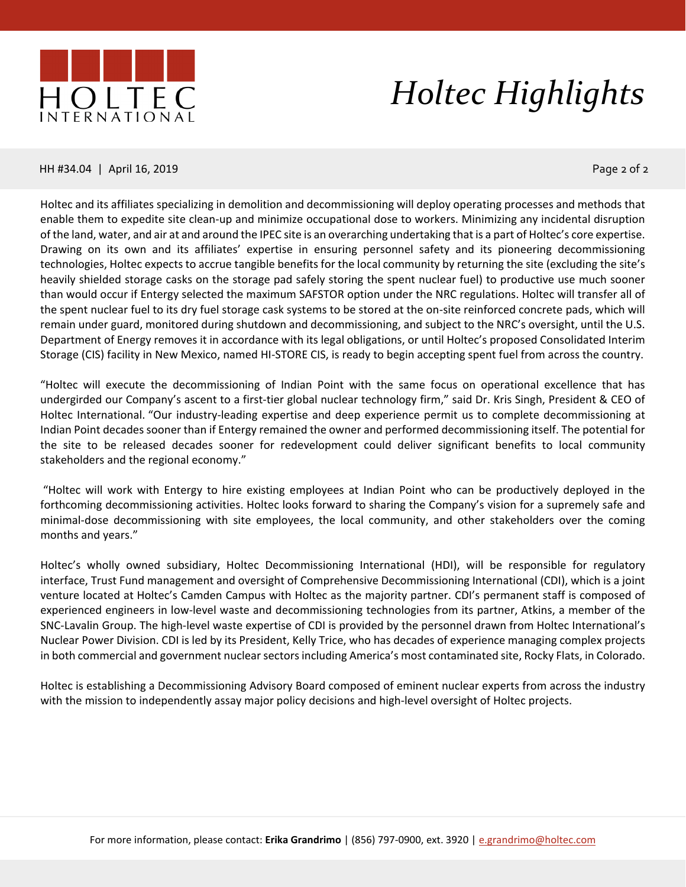Holtec and its affiliates specializing in demolition and decommissioning will deploy operating processes and methods that enable them to expedite site clean-up and minimize occupational dose to workers. Minimizing any incidental disruption of the land, water, and air at and around the IPEC site is an overarching undertaking that is a part of Holtec's core expertise. Drawing on its own and its affiliates' expertise in ensuring personnel safety and its pioneering decommissioning technologies, Holtec expects to accrue tangible benefits for the local community by returning the site (excluding the site's heavily shielded storage casks on the storage pad safely storing the spent nuclear fuel) to productive use much sooner than would occur if Entergy selected the maximum SAFSTOR option under the NRC regulations. Holtec will transfer all of the spent nuclear fuel to its dry fuel storage cask systems to be stored at the on-site reinforced concrete pads, which will remain under guard, monitored during shutdown and decommissioning, and subject to the NRC's oversight, until the U.S. Department of Energy removes it in accordance with its legal obligations, or until Holtec's proposed Consolidated Interim Storage (CIS) facility in New Mexico, named HI-STORE CIS, is ready to begin accepting spent fuel from across the country.

"Holtec will execute the decommissioning of Indian Point with the same focus on operational excellence that has undergirded our Company's ascent to a first-tier global nuclear technology firm," said Dr. Kris Singh, President & CEO of Holtec International. "Our industry-leading expertise and deep experience permit us to complete decommissioning at Indian Point decades sooner than if Entergy remained the owner and performed decommissioning itself. The potential for the site to be released decades sooner for redevelopment could deliver significant benefits to local community stakeholders and the regional economy."

"Holtec will work with Entergy to hire existing employees at Indian Point who can be productively deployed in the forthcoming decommissioning activities. Holtec looks forward to sharing the Company's vision for a supremely safe and minimal-dose decommissioning with site employees, the local community, and other stakeholders over the coming months and years."

Holtec's wholly owned subsidiary, Holtec Decommissioning International (HDI), will be responsible for regulatory interface, Trust Fund management and oversight of Comprehensive Decommissioning International (CDI), which is a joint venture located at Holtec's Camden Campus with Holtec as the majority partner. CDI's permanent staff is composed of experienced engineers in low-level waste and decommissioning technologies from its partner, Atkins, a member of the SNC-Lavalin Group. The high-level waste expertise of CDI is provided by the personnel drawn from Holtec International's Nuclear Power Division. CDI is led by its President, Kelly Trice, who has decades of experience managing complex projects in both commercial and government nuclear sectors including America's most contaminated site, Rocky Flats, in Colorado.

Holtec is establishing a Decommissioning Advisory Board composed of eminent nuclear experts from across the industry with the mission to independently assay major policy decisions and high-level oversight of Holtec projects.

For more information, please contact: **Erika Grandrimo** | (856) 797-0900, ext. 3920 | e.grandrimo@holtec.com